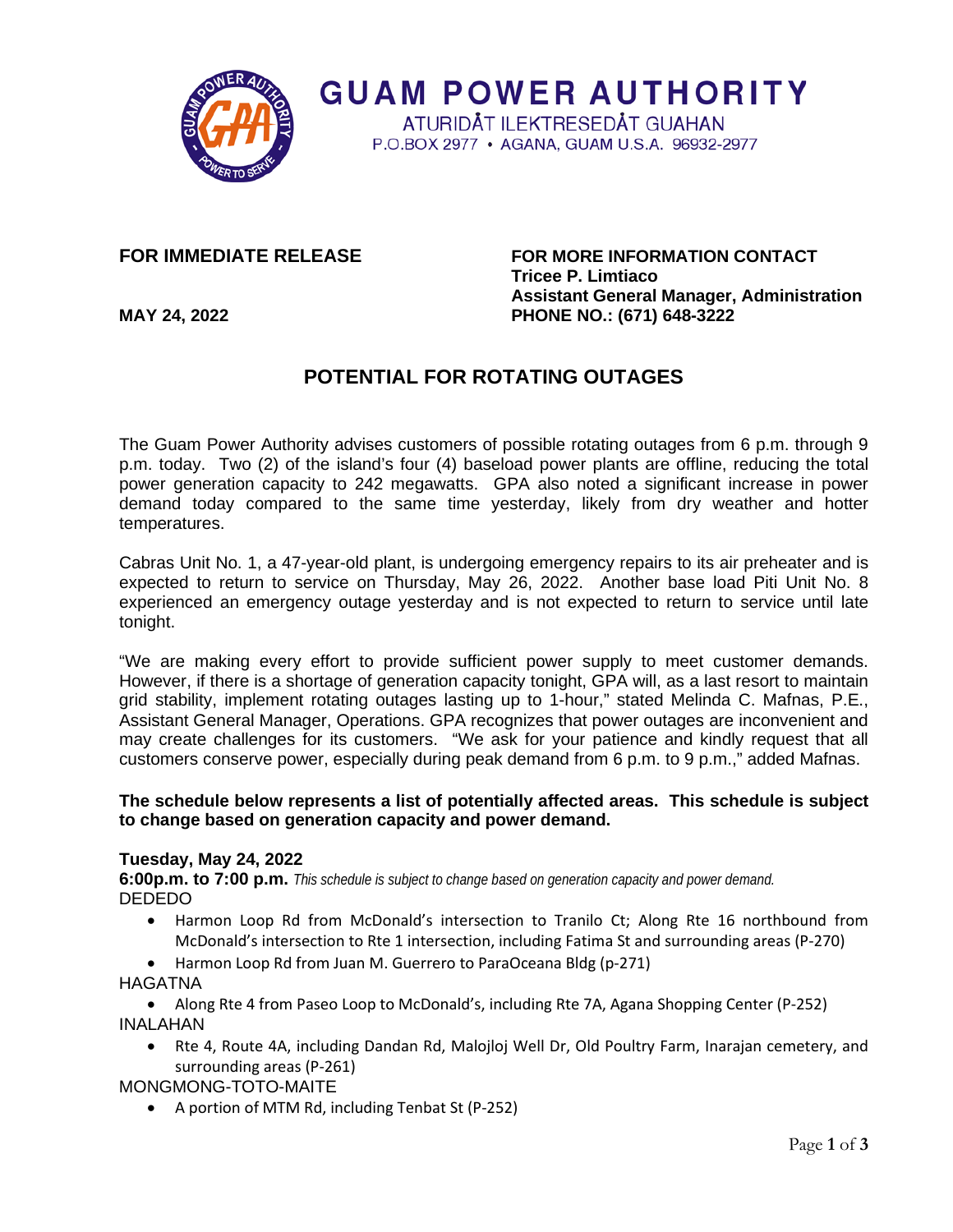# GUAM POWER AUTHORITY

ATURIDÅT ILEKTRESEDÅT GUAHAN
P.O.BOX 2977 • AGANA, GUAM U.S.A. 96932-2977

**FOR IMMEDIATE RELEASE**

**MAY 24, 2022**

**FOR MORE INFORMATION CONTACT**
**Tricee P. Limtiaco**
**Assistant General Manager, Administration**
**PHONE NO.: (671) 648-3222**

## POTENTIAL FOR ROTATING OUTAGES

The Guam Power Authority advises customers of possible rotating outages from 6 p.m. through 9 p.m. today. Two (2) of the island's four (4) baseload power plants are offline, reducing the total power generation capacity to 242 megawatts. GPA also noted a significant increase in power demand today compared to the same time yesterday, likely from dry weather and hotter temperatures.

Cabras Unit No. 1, a 47-year-old plant, is undergoing emergency repairs to its air preheater and is expected to return to service on Thursday, May 26, 2022. Another base load Piti Unit No. 8 experienced an emergency outage yesterday and is not expected to return to service until late tonight.

"We are making every effort to provide sufficient power supply to meet customer demands. However, if there is a shortage of generation capacity tonight, GPA will, as a last resort to maintain grid stability, implement rotating outages lasting up to 1-hour," stated Melinda C. Mafnas, P.E., Assistant General Manager, Operations. GPA recognizes that power outages are inconvenient and may create challenges for its customers. "We ask for your patience and kindly request that all customers conserve power, especially during peak demand from 6 p.m. to 9 p.m.," added Mafnas.

**The schedule below represents a list of potentially affected areas. This schedule is subject to change based on generation capacity and power demand.**

**Tuesday, May 24, 2022**

**6:00p.m. to 7:00 p.m.** *This schedule is subject to change based on generation capacity and power demand.*

DEDEDO

- Harmon Loop Rd from McDonald's intersection to Tranilo Ct; Along Rte 16 northbound from McDonald's intersection to Rte 1 intersection, including Fatima St and surrounding areas (P-270)
- Harmon Loop Rd from Juan M. Guerrero to ParaOceana Bldg (p-271)

HAGATNA

- Along Rte 4 from Paseo Loop to McDonald's, including Rte 7A, Agana Shopping Center (P-252)

INALAHAN

- Rte 4, Route 4A, including Dandan Rd, Malojloj Well Dr, Old Poultry Farm, Inarajan cemetery, and surrounding areas (P-261)

MONGMONG-TOTO-MAITE

- A portion of MTM Rd, including Tenbat St (P-252)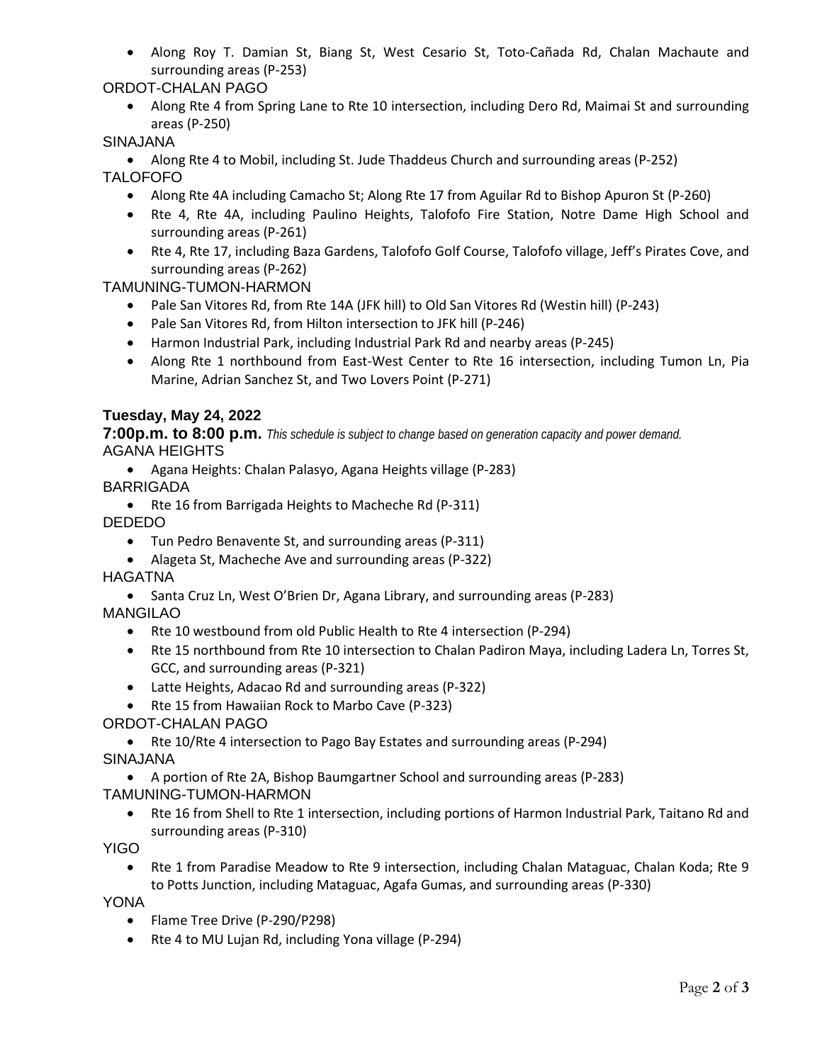- Along Roy T. Damian St, Biang St, West Cesario St, Toto-Cañada Rd, Chalan Machaute and surrounding areas (P-253)

ORDOT-CHALAN PAGO

- Along Rte 4 from Spring Lane to Rte 10 intersection, including Dero Rd, Maimai St and surrounding areas (P-250)

SINAJANA

- Along Rte 4 to Mobil, including St. Jude Thaddeus Church and surrounding areas (P-252)

TALOFOFO

- Along Rte 4A including Camacho St; Along Rte 17 from Aguilar Rd to Bishop Apuron St (P-260)
- Rte 4, Rte 4A, including Paulino Heights, Talofofo Fire Station, Notre Dame High School and surrounding areas (P-261)
- Rte 4, Rte 17, including Baza Gardens, Talofofo Golf Course, Talofofo village, Jeff's Pirates Cove, and surrounding areas (P-262)

TAMUNING-TUMON-HARMON

- Pale San Vitores Rd, from Rte 14A (JFK hill) to Old San Vitores Rd (Westin hill) (P-243)
- Pale San Vitores Rd, from Hilton intersection to JFK hill (P-246)
- Harmon Industrial Park, including Industrial Park Rd and nearby areas (P-245)
- Along Rte 1 northbound from East-West Center to Rte 16 intersection, including Tumon Ln, Pia Marine, Adrian Sanchez St, and Two Lovers Point (P-271)

**Tuesday, May 24, 2022**

**7:00p.m. to 8:00 p.m.** *This schedule is subject to change based on generation capacity and power demand.*

AGANA HEIGHTS

- Agana Heights: Chalan Palasyo, Agana Heights village (P-283)

BARRIGADA

- Rte 16 from Barrigada Heights to Macheche Rd (P-311)

DEDEDO

- Tun Pedro Benavente St, and surrounding areas (P-311)
- Alageta St, Macheche Ave and surrounding areas (P-322)

HAGATNA

- Santa Cruz Ln, West O'Brien Dr, Agana Library, and surrounding areas (P-283)

MANGILAO

- Rte 10 westbound from old Public Health to Rte 4 intersection (P-294)
- Rte 15 northbound from Rte 10 intersection to Chalan Padiron Maya, including Ladera Ln, Torres St, GCC, and surrounding areas (P-321)
- Latte Heights, Adacao Rd and surrounding areas (P-322)
- Rte 15 from Hawaiian Rock to Marbo Cave (P-323)

ORDOT-CHALAN PAGO

- Rte 10/Rte 4 intersection to Pago Bay Estates and surrounding areas (P-294)

SINAJANA

- A portion of Rte 2A, Bishop Baumgartner School and surrounding areas (P-283)

TAMUNING-TUMON-HARMON

- Rte 16 from Shell to Rte 1 intersection, including portions of Harmon Industrial Park, Taitano Rd and surrounding areas (P-310)

YIGO

- Rte 1 from Paradise Meadow to Rte 9 intersection, including Chalan Mataguac, Chalan Koda; Rte 9 to Potts Junction, including Mataguac, Agafa Gumas, and surrounding areas (P-330)

YONA

- Flame Tree Drive (P-290/P298)
- Rte 4 to MU Lujan Rd, including Yona village (P-294)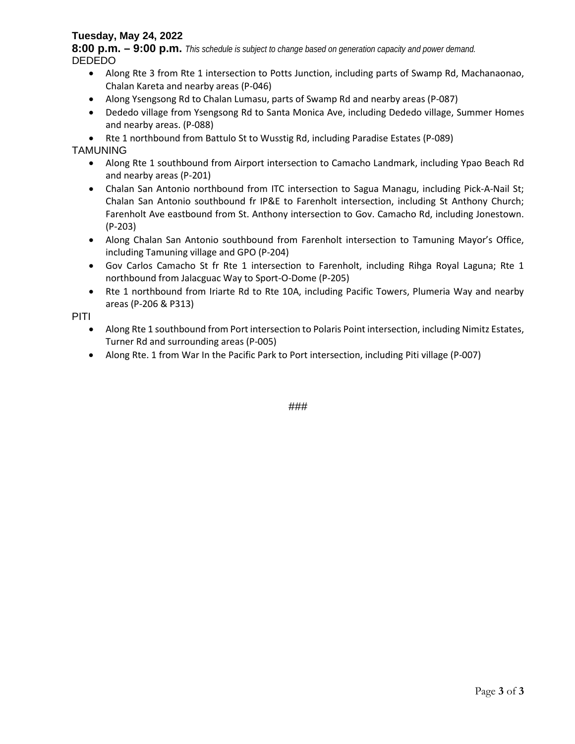**Tuesday, May 24, 2022**

**8:00 p.m. – 9:00 p.m.** *This schedule is subject to change based on generation capacity and power demand.*

DEDEDO

- Along Rte 3 from Rte 1 intersection to Potts Junction, including parts of Swamp Rd, Machanaonao, Chalan Kareta and nearby areas (P-046)
- Along Ysengsong Rd to Chalan Lumasu, parts of Swamp Rd and nearby areas (P-087)
- Dededo village from Ysengsong Rd to Santa Monica Ave, including Dededo village, Summer Homes and nearby areas. (P-088)
- Rte 1 northbound from Battulo St to Wusstig Rd, including Paradise Estates (P-089)

TAMUNING

- Along Rte 1 southbound from Airport intersection to Camacho Landmark, including Ypao Beach Rd and nearby areas (P-201)
- Chalan San Antonio northbound from ITC intersection to Sagua Managu, including Pick-A-Nail St; Chalan San Antonio southbound fr IP&E to Farenholt intersection, including St Anthony Church; Farenholt Ave eastbound from St. Anthony intersection to Gov. Camacho Rd, including Jonestown. (P-203)
- Along Chalan San Antonio southbound from Farenholt intersection to Tamuning Mayor's Office, including Tamuning village and GPO (P-204)
- Gov Carlos Camacho St fr Rte 1 intersection to Farenholt, including Rihga Royal Laguna; Rte 1 northbound from Jalacguac Way to Sport-O-Dome (P-205)
- Rte 1 northbound from Iriarte Rd to Rte 10A, including Pacific Towers, Plumeria Way and nearby areas (P-206 & P313)

PITI

- Along Rte 1 southbound from Port intersection to Polaris Point intersection, including Nimitz Estates, Turner Rd and surrounding areas (P-005)
- Along Rte. 1 from War In the Pacific Park to Port intersection, including Piti village (P-007)

###